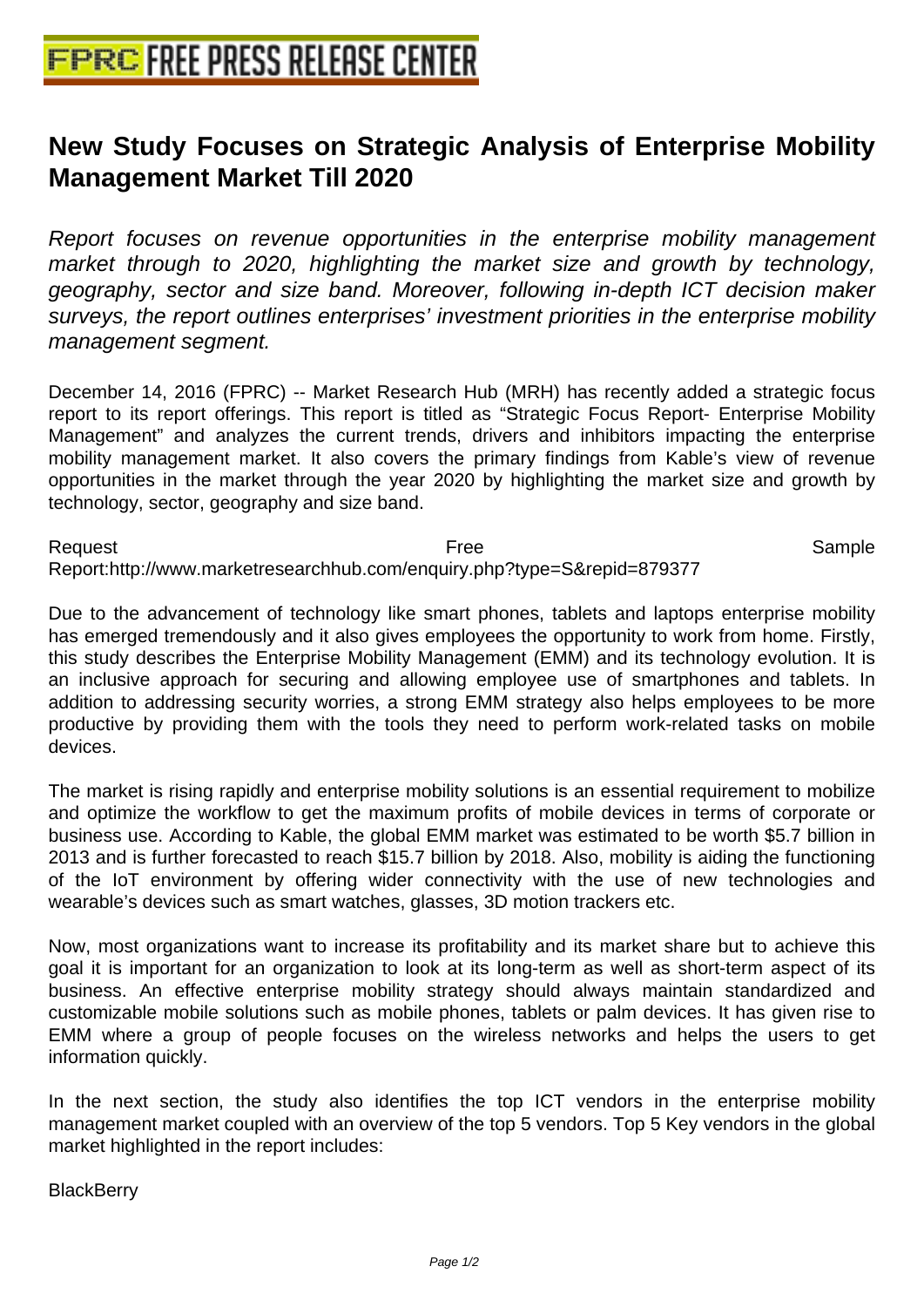# New Study Focuses on Strategic Analysis of Enterprise Mobility Management Market Till 2020

*Report focuses on revenue opportunities in the enterprise mobility management market through to 2020, highlighting the market size and growth by technology, geography, sector and size band. Moreover, following in-depth ICT decision maker surveys, the report outlines enterprises' investment priorities in the enterprise mobility management segment.*

December 14, 2016 (FPRC) -- Market Research Hub (MRH) has recently added a strategic focus report to its report offerings. This report is titled as "Strategic Focus Report- Enterprise Mobility Management" and analyzes the current trends, drivers and inhibitors impacting the enterprise mobility management market. It also covers the primary findings from Kable's view of revenue opportunities in the market through the year 2020 by highlighting the market size and growth by technology, sector, geography and size band.

Request Free Sample Report:http://www.marketresearchhub.com/enquiry.php?type=S&repid=879377

Due to the advancement of technology like smart phones, tablets and laptops enterprise mobility has emerged tremendously and it also gives employees the opportunity to work from home. Firstly, this study describes the Enterprise Mobility Management (EMM) and its technology evolution. It is an inclusive approach for securing and allowing employee use of smartphones and tablets. In addition to addressing security worries, a strong EMM strategy also helps employees to be more productive by providing them with the tools they need to perform work-related tasks on mobile devices.

The market is rising rapidly and enterprise mobility solutions is an essential requirement to mobilize and optimize the workflow to get the maximum profits of mobile devices in terms of corporate or business use. According to Kable, the global EMM market was estimated to be worth $5.7 billion in 2013 and is further forecasted to reach $15.7 billion by 2018. Also, mobility is aiding the functioning of the IoT environment by offering wider connectivity with the use of new technologies and wearable's devices such as smart watches, glasses, 3D motion trackers etc.

Now, most organizations want to increase its profitability and its market share but to achieve this goal it is important for an organization to look at its long-term as well as short-term aspect of its business. An effective enterprise mobility strategy should always maintain standardized and customizable mobile solutions such as mobile phones, tablets or palm devices. It has given rise to EMM where a group of people focuses on the wireless networks and helps the users to get information quickly.

In the next section, the study also identifies the top ICT vendors in the enterprise mobility management market coupled with an overview of the top 5 vendors. Top 5 Key vendors in the global market highlighted in the report includes:

BlackBerry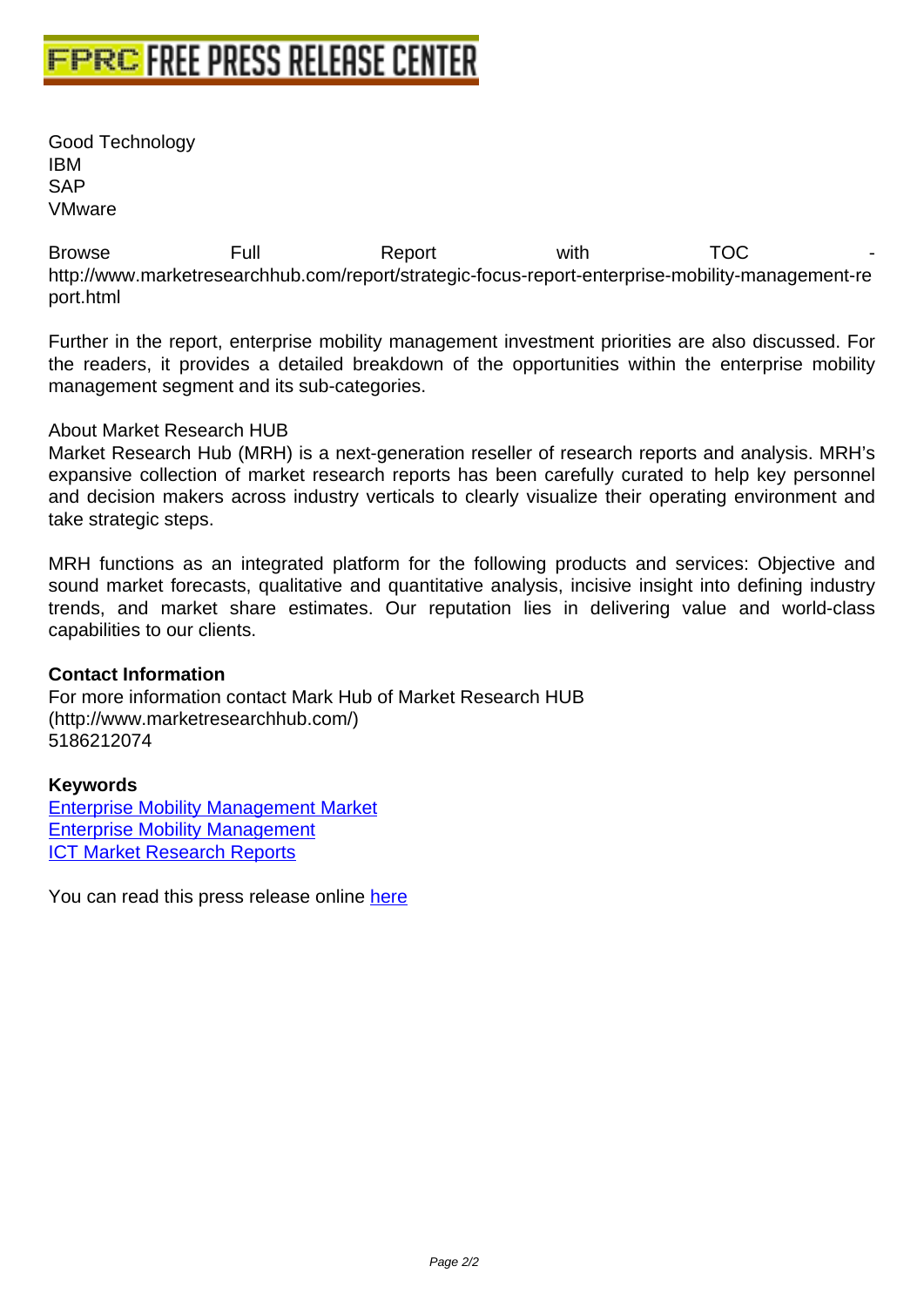Good Technology
IBM
SAP
VMware

Browse Full Report with TOC - http://www.marketresearchhub.com/report/strategic-focus-report-enterprise-mobility-management-report.html

Further in the report, enterprise mobility management investment priorities are also discussed. For the readers, it provides a detailed breakdown of the opportunities within the enterprise mobility management segment and its sub-categories.

About Market Research HUB
Market Research Hub (MRH) is a next-generation reseller of research reports and analysis. MRH's expansive collection of market research reports has been carefully curated to help key personnel and decision makers across industry verticals to clearly visualize their operating environment and take strategic steps.

MRH functions as an integrated platform for the following products and services: Objective and sound market forecasts, qualitative and quantitative analysis, incisive insight into defining industry trends, and market share estimates. Our reputation lies in delivering value and world-class capabilities to our clients.

**Contact Information**
For more information contact Mark Hub of Market Research HUB
(http://www.marketresearchhub.com/)
5186212074

**Keywords**
Enterprise Mobility Management Market
Enterprise Mobility Management
ICT Market Research Reports

You can read this press release online here